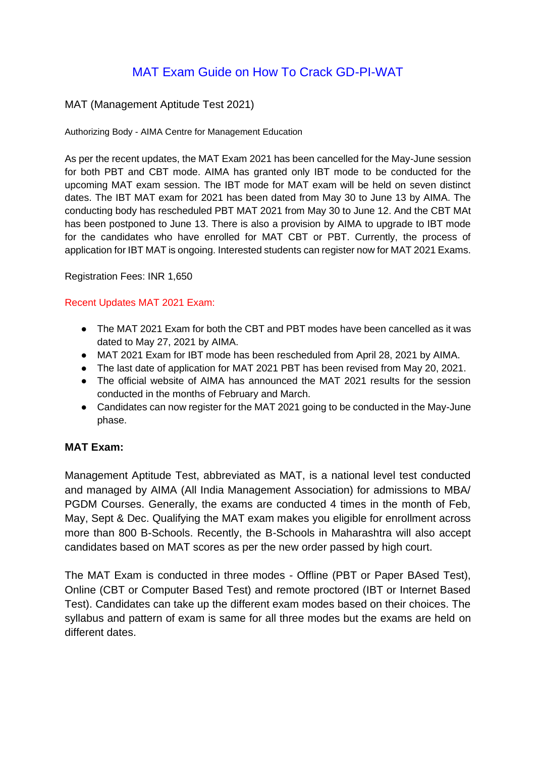# MAT Exam Guide on How To Crack GD-PI-WAT

## MAT (Management Aptitude Test 2021)

Authorizing Body - AIMA Centre for Management Education

As per the recent updates, the MAT Exam 2021 has been cancelled for the May-June session for both PBT and CBT mode. AIMA has granted only IBT mode to be conducted for the upcoming MAT exam session. The IBT mode for MAT exam will be held on seven distinct dates. The IBT MAT exam for 2021 has been dated from May 30 to June 13 by AIMA. The conducting body has rescheduled PBT MAT 2021 from May 30 to June 12. And the CBT MAt has been postponed to June 13. There is also a provision by AIMA to upgrade to IBT mode for the candidates who have enrolled for MAT CBT or PBT. Currently, the process of application for IBT MAT is ongoing. Interested students can register now for MAT 2021 Exams.

Registration Fees: INR 1,650

Recent Updates MAT 2021 Exam:

- The MAT 2021 Exam for both the CBT and PBT modes have been cancelled as it was dated to May 27, 2021 by AIMA.
- MAT 2021 Exam for IBT mode has been rescheduled from April 28, 2021 by AIMA.
- The last date of application for MAT 2021 PBT has been revised from May 20, 2021.
- The official website of AIMA has announced the MAT 2021 results for the session conducted in the months of February and March.
- Candidates can now register for the MAT 2021 going to be conducted in the May-June phase.

**MAT Exam:**

Management Aptitude Test, abbreviated as MAT, is a national level test conducted and managed by AIMA (All India Management Association) for admissions to MBA/ PGDM Courses. Generally, the exams are conducted 4 times in the month of Feb, May, Sept & Dec. Qualifying the MAT exam makes you eligible for enrollment across more than 800 B-Schools. Recently, the B-Schools in Maharashtra will also accept candidates based on MAT scores as per the new order passed by high court.

The MAT Exam is conducted in three modes - Offline (PBT or Paper BAsed Test), Online (CBT or Computer Based Test) and remote proctored (IBT or Internet Based Test). Candidates can take up the different exam modes based on their choices. The syllabus and pattern of exam is same for all three modes but the exams are held on different dates.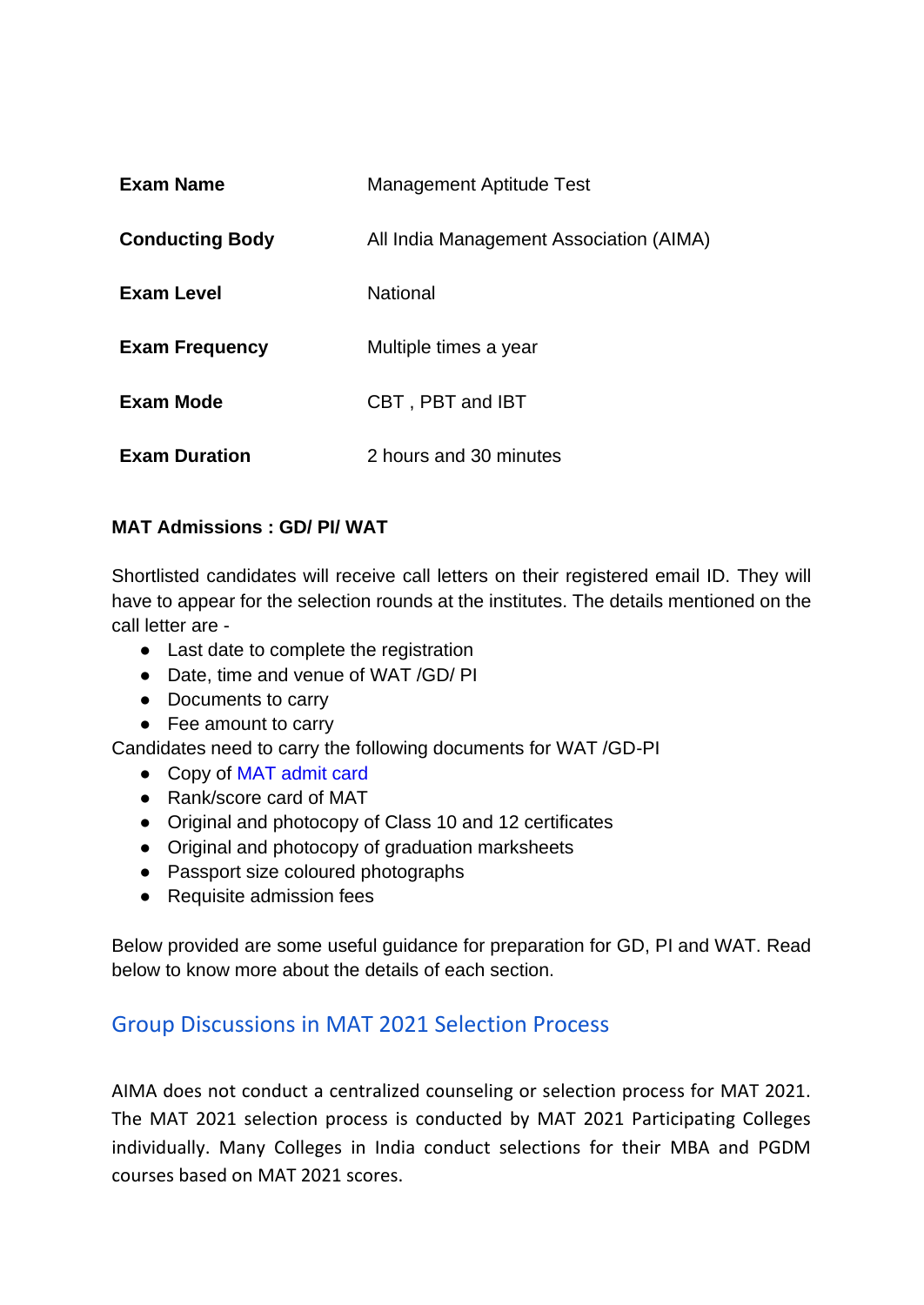| | |
|---|---|
| **Exam Name** | Management Aptitude Test |
| **Conducting Body** | All India Management Association (AIMA) |
| **Exam Level** | National |
| **Exam Frequency** | Multiple times a year |
| **Exam Mode** | CBT , PBT and IBT |
| **Exam Duration** | 2 hours and 30 minutes |

**MAT Admissions : GD/ PI/ WAT**

Shortlisted candidates will receive call letters on their registered email ID. They will have to appear for the selection rounds at the institutes. The details mentioned on the call letter are -

- Last date to complete the registration
- Date, time and venue of WAT /GD/ PI
- Documents to carry
- Fee amount to carry

Candidates need to carry the following documents for WAT /GD-PI

- Copy of MAT admit card
- Rank/score card of MAT
- Original and photocopy of Class 10 and 12 certificates
- Original and photocopy of graduation marksheets
- Passport size coloured photographs
- Requisite admission fees

Below provided are some useful guidance for preparation for GD, PI and WAT. Read below to know more about the details of each section.

## Group Discussions in MAT 2021 Selection Process

AIMA does not conduct a centralized counseling or selection process for MAT 2021. The MAT 2021 selection process is conducted by MAT 2021 Participating Colleges individually. Many Colleges in India conduct selections for their MBA and PGDM courses based on MAT 2021 scores.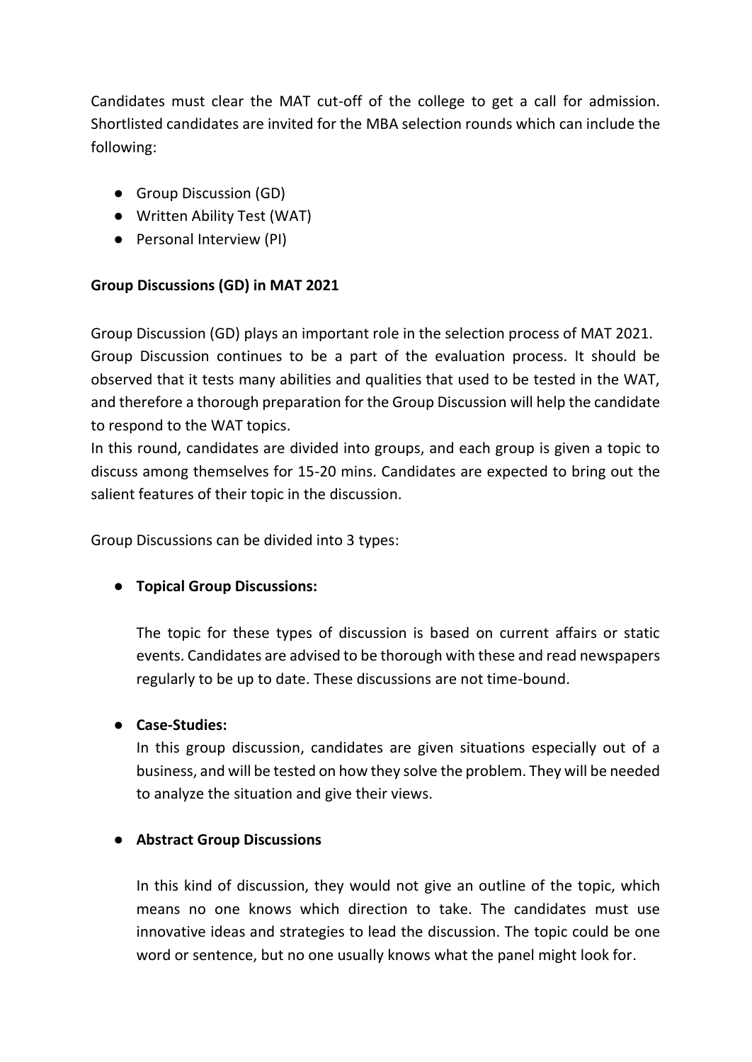Candidates must clear the MAT cut-off of the college to get a call for admission. Shortlisted candidates are invited for the MBA selection rounds which can include the following:

- Group Discussion (GD)
- Written Ability Test (WAT)
- Personal Interview (PI)

**Group Discussions (GD) in MAT 2021**

Group Discussion (GD) plays an important role in the selection process of MAT 2021. Group Discussion continues to be a part of the evaluation process. It should be observed that it tests many abilities and qualities that used to be tested in the WAT, and therefore a thorough preparation for the Group Discussion will help the candidate to respond to the WAT topics.
In this round, candidates are divided into groups, and each group is given a topic to discuss among themselves for 15-20 mins. Candidates are expected to bring out the salient features of their topic in the discussion.

Group Discussions can be divided into 3 types:

- **Topical Group Discussions:**

  The topic for these types of discussion is based on current affairs or static events. Candidates are advised to be thorough with these and read newspapers regularly to be up to date. These discussions are not time-bound.

- **Case-Studies:**
  In this group discussion, candidates are given situations especially out of a business, and will be tested on how they solve the problem. They will be needed to analyze the situation and give their views.

- **Abstract Group Discussions**

  In this kind of discussion, they would not give an outline of the topic, which means no one knows which direction to take. The candidates must use innovative ideas and strategies to lead the discussion. The topic could be one word or sentence, but no one usually knows what the panel might look for.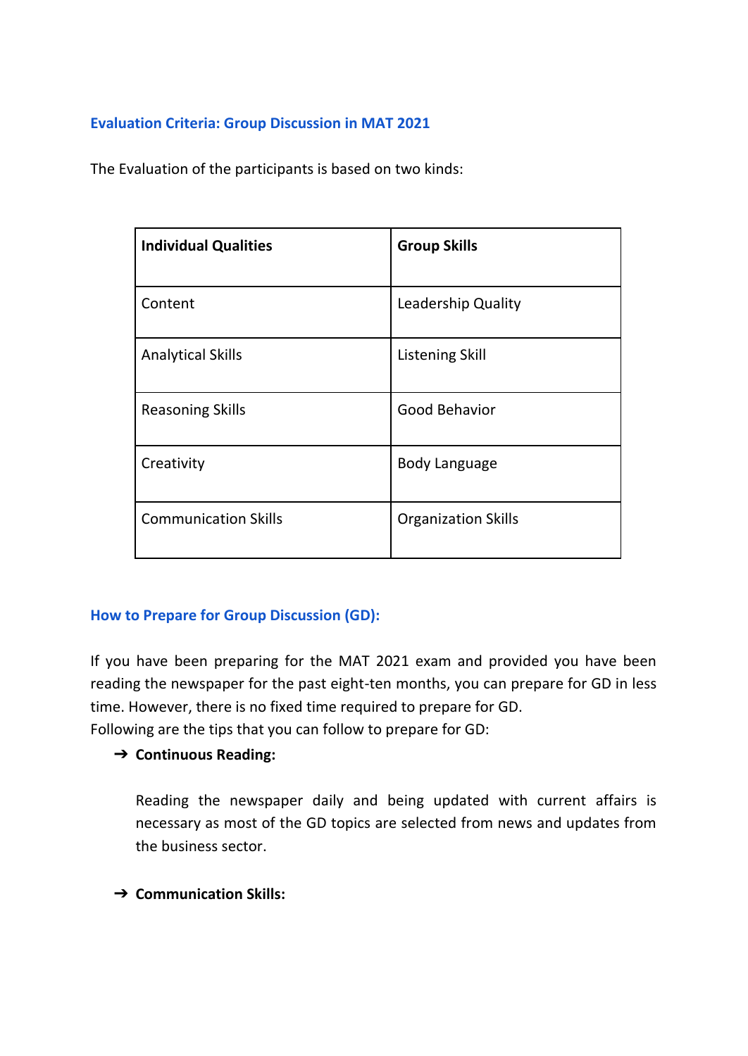### Evaluation Criteria: Group Discussion in MAT 2021

The Evaluation of the participants is based on two kinds:

| **Individual Qualities** | **Group Skills** |
|---|---|
| Content | Leadership Quality |
| Analytical Skills | Listening Skill |
| Reasoning Skills | Good Behavior |
| Creativity | Body Language |
| Communication Skills | Organization Skills |

### How to Prepare for Group Discussion (GD):

If you have been preparing for the MAT 2021 exam and provided you have been reading the newspaper for the past eight-ten months, you can prepare for GD in less time. However, there is no fixed time required to prepare for GD.
Following are the tips that you can follow to prepare for GD:

- **Continuous Reading:**

  Reading the newspaper daily and being updated with current affairs is necessary as most of the GD topics are selected from news and updates from the business sector.

- **Communication Skills:**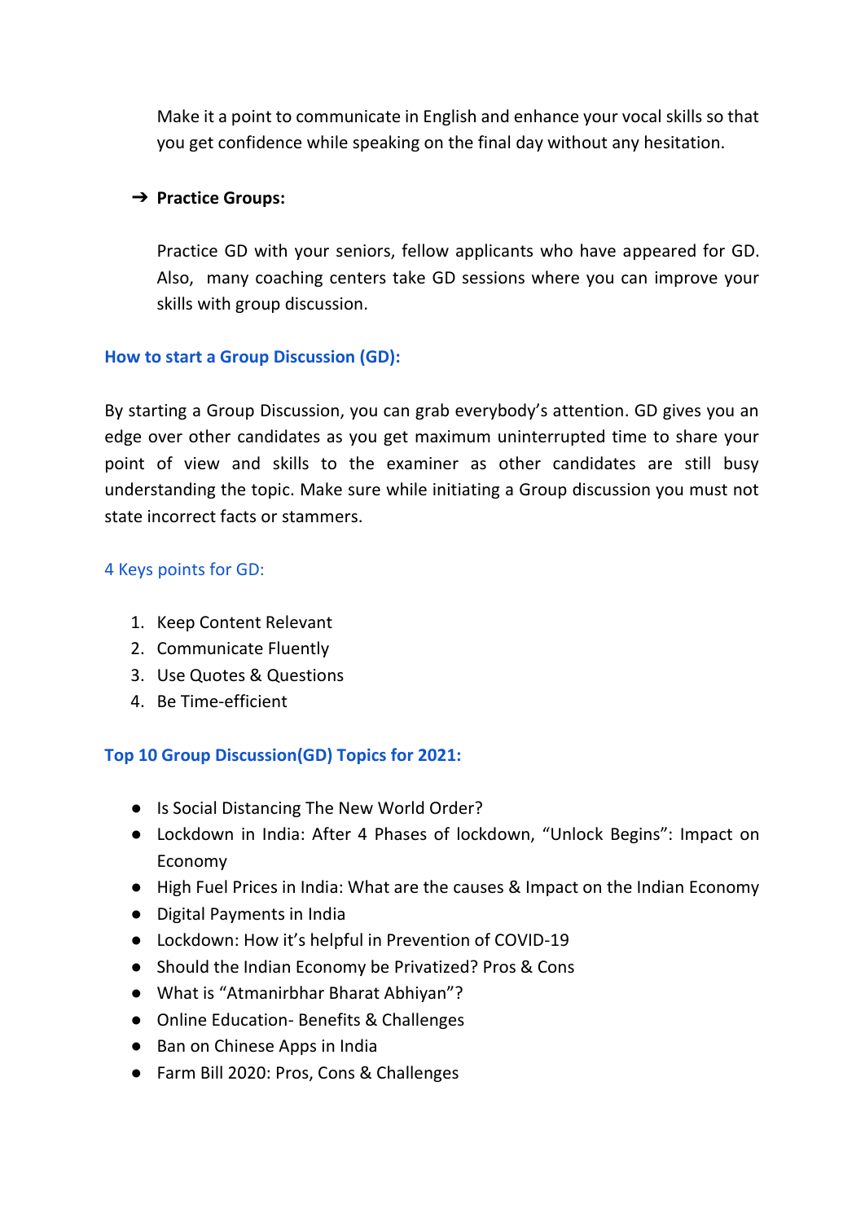Make it a point to communicate in English and enhance your vocal skills so that you get confidence while speaking on the final day without any hesitation.

- ➔ **Practice Groups:**

  Practice GD with your seniors, fellow applicants who have appeared for GD. Also, many coaching centers take GD sessions where you can improve your skills with group discussion.

## How to start a Group Discussion (GD):

By starting a Group Discussion, you can grab everybody's attention. GD gives you an edge over other candidates as you get maximum uninterrupted time to share your point of view and skills to the examiner as other candidates are still busy understanding the topic. Make sure while initiating a Group discussion you must not state incorrect facts or stammers.

### 4 Keys points for GD:

1. Keep Content Relevant
2. Communicate Fluently
3. Use Quotes & Questions
4. Be Time-efficient

## Top 10 Group Discussion(GD) Topics for 2021:

- Is Social Distancing The New World Order?
- Lockdown in India: After 4 Phases of lockdown, "Unlock Begins": Impact on Economy
- High Fuel Prices in India: What are the causes & Impact on the Indian Economy
- Digital Payments in India
- Lockdown: How it's helpful in Prevention of COVID-19
- Should the Indian Economy be Privatized? Pros & Cons
- What is "Atmanirbhar Bharat Abhiyan"?
- Online Education- Benefits & Challenges
- Ban on Chinese Apps in India
- Farm Bill 2020: Pros, Cons & Challenges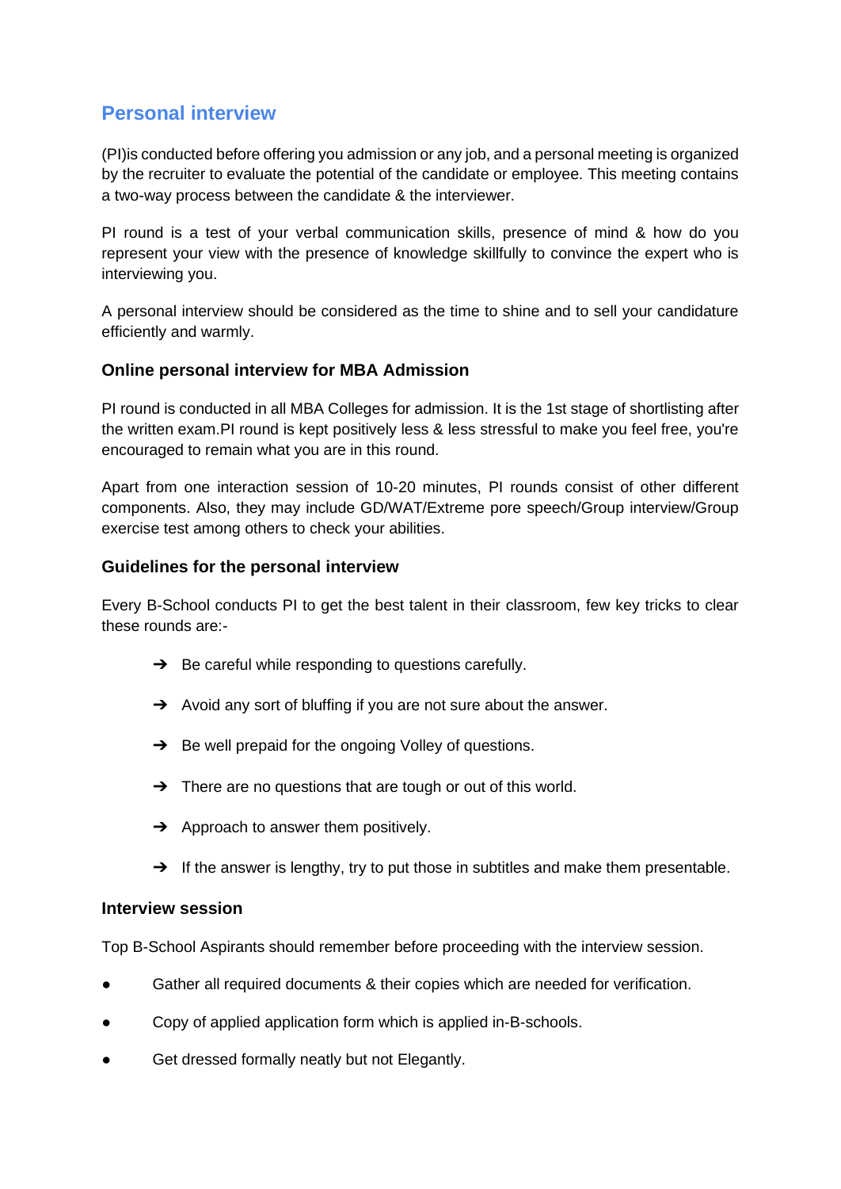## Personal interview

(PI)is conducted before offering you admission or any job, and a personal meeting is organized by the recruiter to evaluate the potential of the candidate or employee. This meeting contains a two-way process between the candidate & the interviewer.

PI round is a test of your verbal communication skills, presence of mind & how do you represent your view with the presence of knowledge skillfully to convince the expert who is interviewing you.

A personal interview should be considered as the time to shine and to sell your candidature efficiently and warmly.

### Online personal interview for MBA Admission

PI round is conducted in all MBA Colleges for admission. It is the 1st stage of shortlisting after the written exam.PI round is kept positively less & less stressful to make you feel free, you're encouraged to remain what you are in this round.

Apart from one interaction session of 10-20 minutes, PI rounds consist of other different components. Also, they may include GD/WAT/Extreme pore speech/Group interview/Group exercise test among others to check your abilities.

### Guidelines for the personal interview

Every B-School conducts PI to get the best talent in their classroom, few key tricks to clear these rounds are:-

- ➔ Be careful while responding to questions carefully.
- ➔ Avoid any sort of bluffing if you are not sure about the answer.
- ➔ Be well prepaid for the ongoing Volley of questions.
- ➔ There are no questions that are tough or out of this world.
- ➔ Approach to answer them positively.
- ➔ If the answer is lengthy, try to put those in subtitles and make them presentable.

### Interview session

Top B-School Aspirants should remember before proceeding with the interview session.

- Gather all required documents & their copies which are needed for verification.
- Copy of applied application form which is applied in-B-schools.
- Get dressed formally neatly but not Elegantly.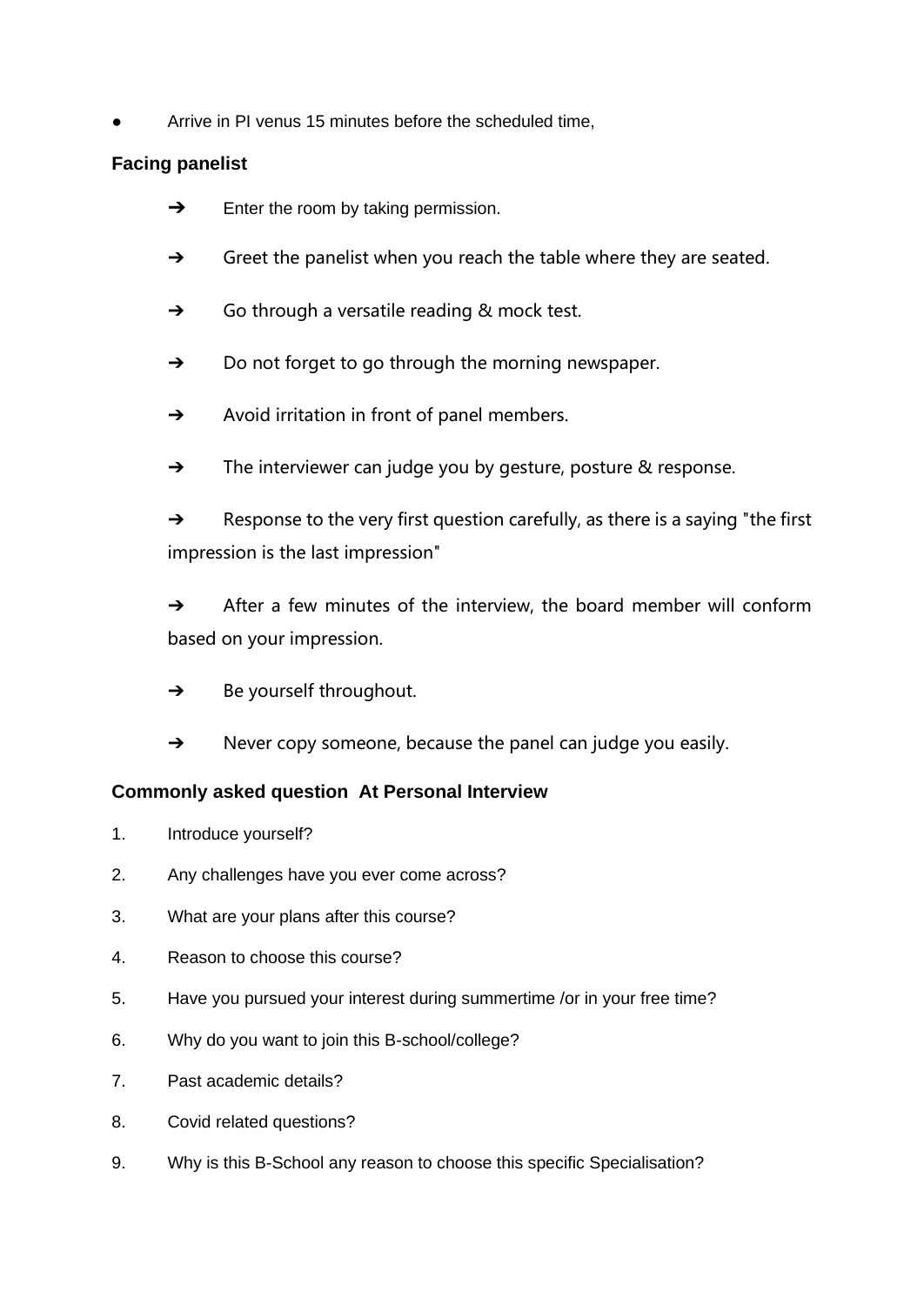- Arrive in PI venus 15 minutes before the scheduled time,

**Facing panelist**

- ➔ Enter the room by taking permission.
- ➔ Greet the panelist when you reach the table where they are seated.
- ➔ Go through a versatile reading & mock test.
- ➔ Do not forget to go through the morning newspaper.
- ➔ Avoid irritation in front of panel members.
- ➔ The interviewer can judge you by gesture, posture & response.
- ➔ Response to the very first question carefully, as there is a saying "the first impression is the last impression"
- ➔ After a few minutes of the interview, the board member will conform based on your impression.
- ➔ Be yourself throughout.
- ➔ Never copy someone, because the panel can judge you easily.

**Commonly asked question At Personal Interview**

1. Introduce yourself?
2. Any challenges have you ever come across?
3. What are your plans after this course?
4. Reason to choose this course?
5. Have you pursued your interest during summertime /or in your free time?
6. Why do you want to join this B-school/college?
7. Past academic details?
8. Covid related questions?
9. Why is this B-School any reason to choose this specific Specialisation?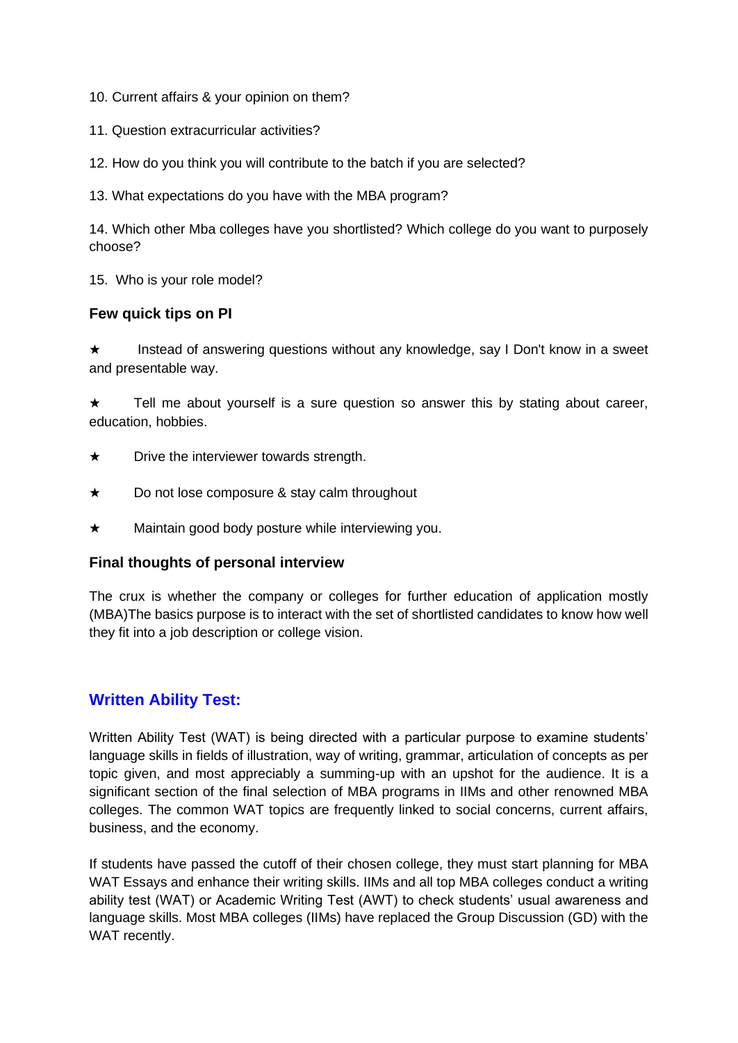10. Current affairs & your opinion on them?

11. Question extracurricular activities?

12. How do you think you will contribute to the batch if you are selected?

13. What expectations do you have with the MBA program?

14. Which other Mba colleges have you shortlisted? Which college do you want to purposely choose?

15. Who is your role model?

### Few quick tips on PI

★ Instead of answering questions without any knowledge, say I Don't know in a sweet and presentable way.

★ Tell me about yourself is a sure question so answer this by stating about career, education, hobbies.

★ Drive the interviewer towards strength.

★ Do not lose composure & stay calm throughout

★ Maintain good body posture while interviewing you.

### Final thoughts of personal interview

The crux is whether the company or colleges for further education of application mostly (MBA)The basics purpose is to interact with the set of shortlisted candidates to know how well they fit into a job description or college vision.

## Written Ability Test:

Written Ability Test (WAT) is being directed with a particular purpose to examine students' language skills in fields of illustration, way of writing, grammar, articulation of concepts as per topic given, and most appreciably a summing-up with an upshot for the audience. It is a significant section of the final selection of MBA programs in IIMs and other renowned MBA colleges. The common WAT topics are frequently linked to social concerns, current affairs, business, and the economy.

If students have passed the cutoff of their chosen college, they must start planning for MBA WAT Essays and enhance their writing skills. IIMs and all top MBA colleges conduct a writing ability test (WAT) or Academic Writing Test (AWT) to check students' usual awareness and language skills. Most MBA colleges (IIMs) have replaced the Group Discussion (GD) with the WAT recently.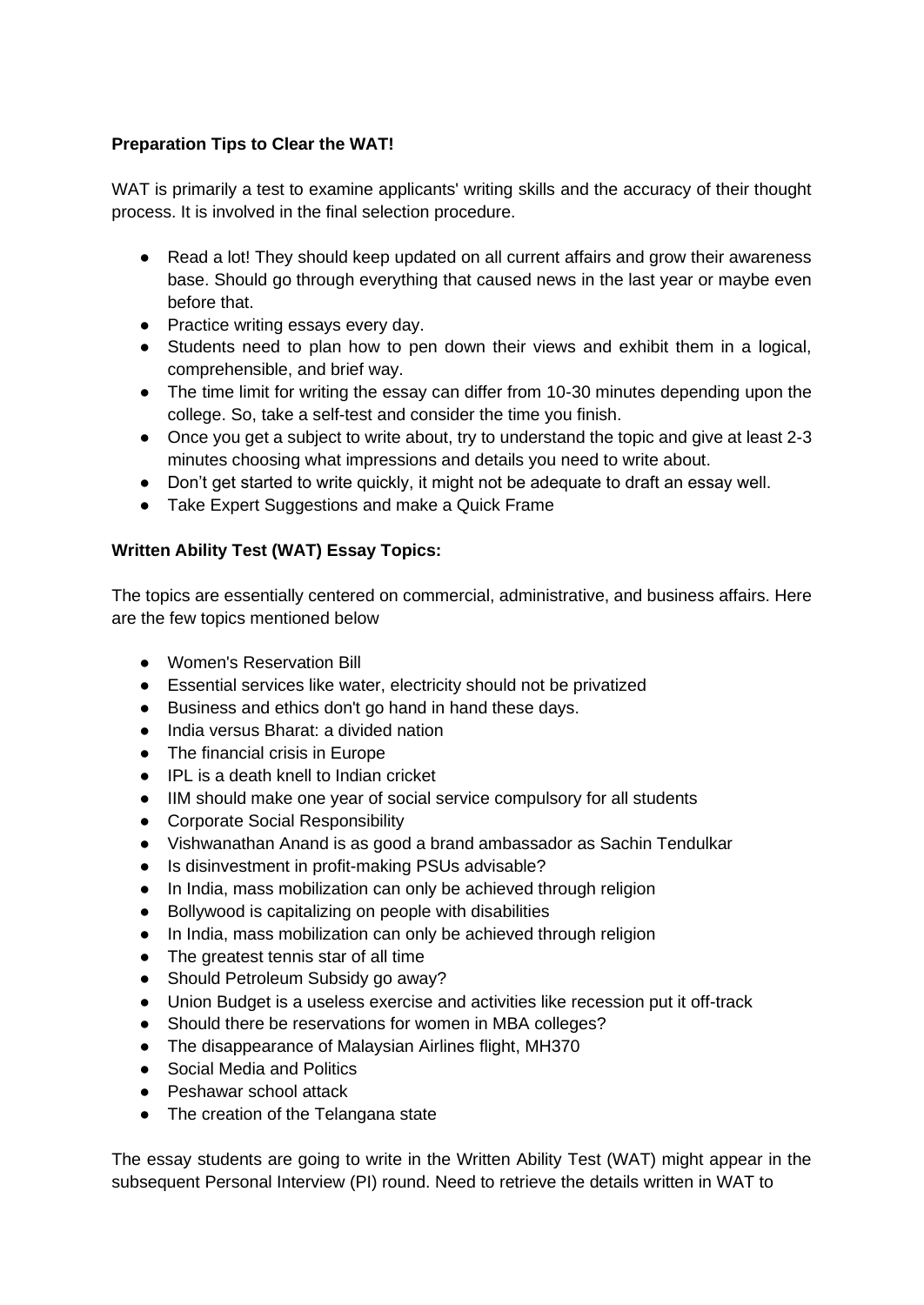**Preparation Tips to Clear the WAT!**

WAT is primarily a test to examine applicants' writing skills and the accuracy of their thought process. It is involved in the final selection procedure.

- Read a lot! They should keep updated on all current affairs and grow their awareness base. Should go through everything that caused news in the last year or maybe even before that.
- Practice writing essays every day.
- Students need to plan how to pen down their views and exhibit them in a logical, comprehensible, and brief way.
- The time limit for writing the essay can differ from 10-30 minutes depending upon the college. So, take a self-test and consider the time you finish.
- Once you get a subject to write about, try to understand the topic and give at least 2-3 minutes choosing what impressions and details you need to write about.
- Don’t get started to write quickly, it might not be adequate to draft an essay well.
- Take Expert Suggestions and make a Quick Frame

**Written Ability Test (WAT) Essay Topics:**

The topics are essentially centered on commercial, administrative, and business affairs. Here are the few topics mentioned below

- Women's Reservation Bill
- Essential services like water, electricity should not be privatized
- Business and ethics don't go hand in hand these days.
- India versus Bharat: a divided nation
- The financial crisis in Europe
- IPL is a death knell to Indian cricket
- IIM should make one year of social service compulsory for all students
- Corporate Social Responsibility
- Vishwanathan Anand is as good a brand ambassador as Sachin Tendulkar
- Is disinvestment in profit-making PSUs advisable?
- In India, mass mobilization can only be achieved through religion
- Bollywood is capitalizing on people with disabilities
- In India, mass mobilization can only be achieved through religion
- The greatest tennis star of all time
- Should Petroleum Subsidy go away?
- Union Budget is a useless exercise and activities like recession put it off-track
- Should there be reservations for women in MBA colleges?
- The disappearance of Malaysian Airlines flight, MH370
- Social Media and Politics
- Peshawar school attack
- The creation of the Telangana state

The essay students are going to write in the Written Ability Test (WAT) might appear in the subsequent Personal Interview (PI) round. Need to retrieve the details written in WAT to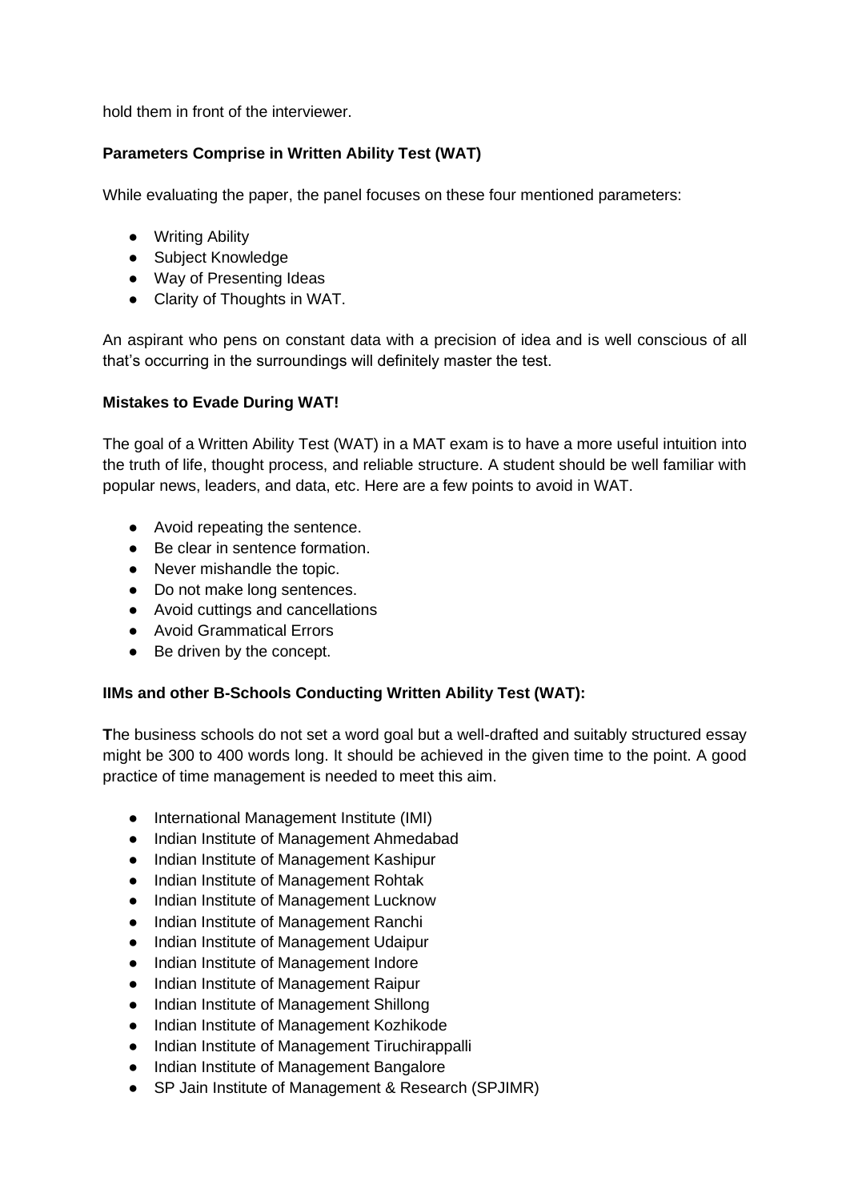hold them in front of the interviewer.

**Parameters Comprise in Written Ability Test (WAT)**

While evaluating the paper, the panel focuses on these four mentioned parameters:

- Writing Ability
- Subject Knowledge
- Way of Presenting Ideas
- Clarity of Thoughts in WAT.

An aspirant who pens on constant data with a precision of idea and is well conscious of all that's occurring in the surroundings will definitely master the test.

**Mistakes to Evade During WAT!**

The goal of a Written Ability Test (WAT) in a MAT exam is to have a more useful intuition into the truth of life, thought process, and reliable structure. A student should be well familiar with popular news, leaders, and data, etc. Here are a few points to avoid in WAT.

- Avoid repeating the sentence.
- Be clear in sentence formation.
- Never mishandle the topic.
- Do not make long sentences.
- Avoid cuttings and cancellations
- Avoid Grammatical Errors
- Be driven by the concept.

**IIMs and other B-Schools Conducting Written Ability Test (WAT):**

**T**he business schools do not set a word goal but a well-drafted and suitably structured essay might be 300 to 400 words long. It should be achieved in the given time to the point. A good practice of time management is needed to meet this aim.

- International Management Institute (IMI)
- Indian Institute of Management Ahmedabad
- Indian Institute of Management Kashipur
- Indian Institute of Management Rohtak
- Indian Institute of Management Lucknow
- Indian Institute of Management Ranchi
- Indian Institute of Management Udaipur
- Indian Institute of Management Indore
- Indian Institute of Management Raipur
- Indian Institute of Management Shillong
- Indian Institute of Management Kozhikode
- Indian Institute of Management Tiruchirappalli
- Indian Institute of Management Bangalore
- SP Jain Institute of Management & Research (SPJIMR)